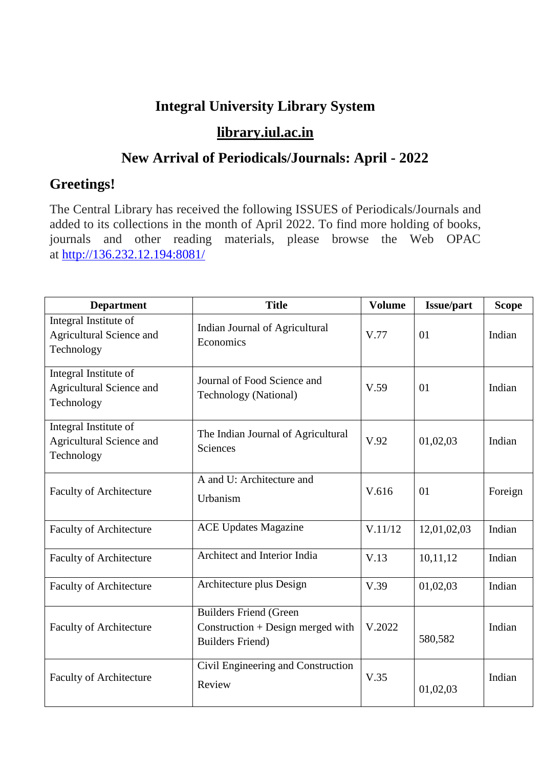# Integral University Library System

## library.iul.ac.in

## New Arrival of Periodicals/Journals: April - 2022

### Greetings!

The Central Library has received the following ISSUES of Periodicals/Journals and added to its collections in the month of April 2022. To find more holding of books, journals and other reading materials, please browse the Web OPAC at http://136.232.12.194:8081/

| Department | Title | Volume | Issue/part | Scope |
|---|---|---|---|---|
| Integral Institute of Agricultural Science and Technology | Indian Journal of Agricultural Economics | V.77 | 01 | Indian |
| Integral Institute of Agricultural Science and Technology | Journal of Food Science and Technology (National) | V.59 | 01 | Indian |
| Integral Institute of Agricultural Science and Technology | The Indian Journal of Agricultural Sciences | V.92 | 01,02,03 | Indian |
| Faculty of Architecture | A and U: Architecture and Urbanism | V.616 | 01 | Foreign |
| Faculty of Architecture | ACE Updates Magazine | V.11/12 | 12,01,02,03 | Indian |
| Faculty of Architecture | Architect and Interior India | V.13 | 10,11,12 | Indian |
| Faculty of Architecture | Architecture plus Design | V.39 | 01,02,03 | Indian |
| Faculty of Architecture | Builders Friend (Green Construction + Design merged with Builders Friend) | V.2022 | 580,582 | Indian |
| Faculty of Architecture | Civil Engineering and Construction Review | V.35 | 01,02,03 | Indian |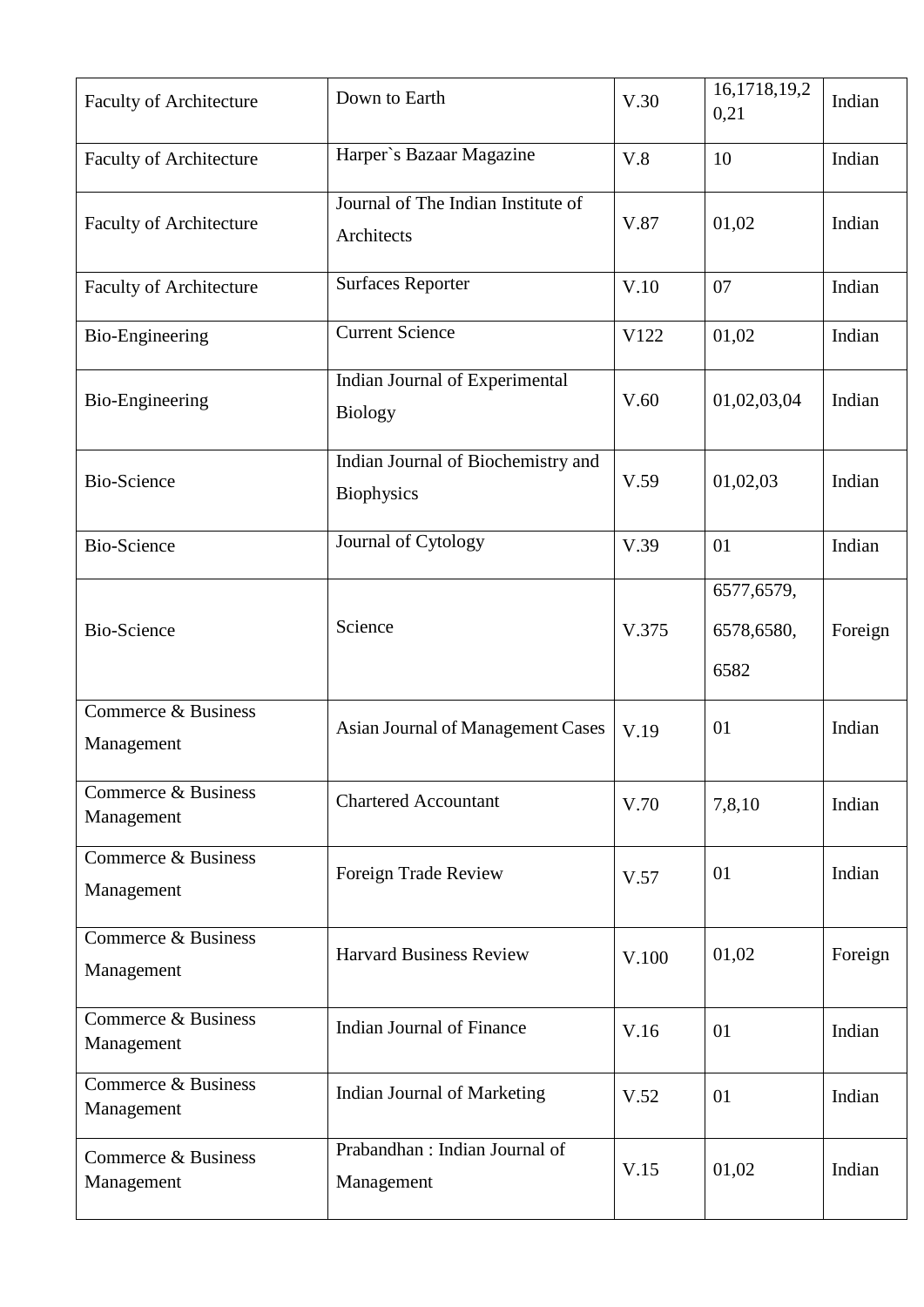| | | | | |
|---|---|---|---|---|
| Faculty of Architecture | Down to Earth | V.30 | 16,1718,19,20,21 | Indian |
| Faculty of Architecture | Harper`s Bazaar Magazine | V.8 | 10 | Indian |
| Faculty of Architecture | Journal of The Indian Institute of Architects | V.87 | 01,02 | Indian |
| Faculty of Architecture | Surfaces Reporter | V.10 | 07 | Indian |
| Bio-Engineering | Current Science | V122 | 01,02 | Indian |
| Bio-Engineering | Indian Journal of Experimental Biology | V.60 | 01,02,03,04 | Indian |
| Bio-Science | Indian Journal of Biochemistry and Biophysics | V.59 | 01,02,03 | Indian |
| Bio-Science | Journal of Cytology | V.39 | 01 | Indian |
| Bio-Science | Science | V.375 | 6577,6579, 6578,6580, 6582 | Foreign |
| Commerce & Business Management | Asian Journal of Management Cases | V.19 | 01 | Indian |
| Commerce & Business Management | Chartered Accountant | V.70 | 7,8,10 | Indian |
| Commerce & Business Management | Foreign Trade Review | V.57 | 01 | Indian |
| Commerce & Business Management | Harvard Business Review | V.100 | 01,02 | Foreign |
| Commerce & Business Management | Indian Journal of Finance | V.16 | 01 | Indian |
| Commerce & Business Management | Indian Journal of Marketing | V.52 | 01 | Indian |
| Commerce & Business Management | Prabandhan : Indian Journal of Management | V.15 | 01,02 | Indian |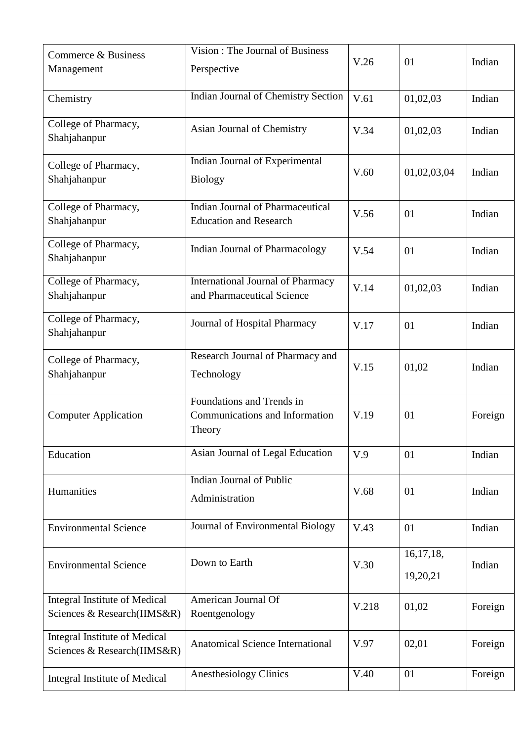| Commerce & Business Management | Vision : The Journal of Business Perspective | V.26 | 01 | Indian |
|---|---|---|---|---|
| Chemistry | Indian Journal of Chemistry Section | V.61 | 01,02,03 | Indian |
| College of Pharmacy, Shahjahanpur | Asian Journal of Chemistry | V.34 | 01,02,03 | Indian |
| College of Pharmacy, Shahjahanpur | Indian Journal of Experimental Biology | V.60 | 01,02,03,04 | Indian |
| College of Pharmacy, Shahjahanpur | Indian Journal of Pharmaceutical Education and Research | V.56 | 01 | Indian |
| College of Pharmacy, Shahjahanpur | Indian Journal of Pharmacology | V.54 | 01 | Indian |
| College of Pharmacy, Shahjahanpur | International Journal of Pharmacy and Pharmaceutical Science | V.14 | 01,02,03 | Indian |
| College of Pharmacy, Shahjahanpur | Journal of Hospital Pharmacy | V.17 | 01 | Indian |
| College of Pharmacy, Shahjahanpur | Research Journal of Pharmacy and Technology | V.15 | 01,02 | Indian |
| Computer Application | Foundations and Trends in Communications and Information Theory | V.19 | 01 | Foreign |
| Education | Asian Journal of Legal Education | V.9 | 01 | Indian |
| Humanities | Indian Journal of Public Administration | V.68 | 01 | Indian |
| Environmental Science | Journal of Environmental Biology | V.43 | 01 | Indian |
| Environmental Science | Down to Earth | V.30 | 16,17,18, 19,20,21 | Indian |
| Integral Institute of Medical Sciences & Research(IIMS&R) | American Journal Of Roentgenology | V.218 | 01,02 | Foreign |
| Integral Institute of Medical Sciences & Research(IIMS&R) | Anatomical Science International | V.97 | 02,01 | Foreign |
| Integral Institute of Medical | Anesthesiology Clinics | V.40 | 01 | Foreign |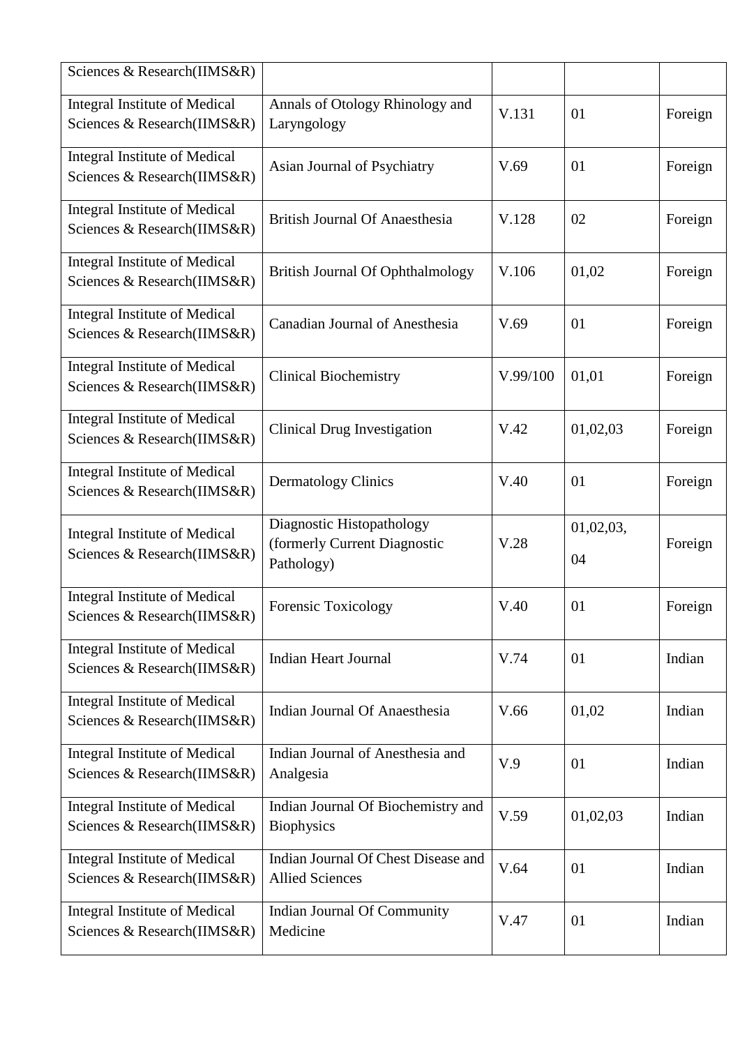| | | | | |
|---|---|---|---|---|
| Sciences & Research(IIMS&R) | | | | |
| Integral Institute of Medical Sciences & Research(IIMS&R) | Annals of Otology Rhinology and Laryngology | V.131 | 01 | Foreign |
| Integral Institute of Medical Sciences & Research(IIMS&R) | Asian Journal of Psychiatry | V.69 | 01 | Foreign |
| Integral Institute of Medical Sciences & Research(IIMS&R) | British Journal Of Anaesthesia | V.128 | 02 | Foreign |
| Integral Institute of Medical Sciences & Research(IIMS&R) | British Journal Of Ophthalmology | V.106 | 01,02 | Foreign |
| Integral Institute of Medical Sciences & Research(IIMS&R) | Canadian Journal of Anesthesia | V.69 | 01 | Foreign |
| Integral Institute of Medical Sciences & Research(IIMS&R) | Clinical Biochemistry | V.99/100 | 01,01 | Foreign |
| Integral Institute of Medical Sciences & Research(IIMS&R) | Clinical Drug Investigation | V.42 | 01,02,03 | Foreign |
| Integral Institute of Medical Sciences & Research(IIMS&R) | Dermatology Clinics | V.40 | 01 | Foreign |
| Integral Institute of Medical Sciences & Research(IIMS&R) | Diagnostic Histopathology (formerly Current Diagnostic Pathology) | V.28 | 01,02,03, 04 | Foreign |
| Integral Institute of Medical Sciences & Research(IIMS&R) | Forensic Toxicology | V.40 | 01 | Foreign |
| Integral Institute of Medical Sciences & Research(IIMS&R) | Indian Heart Journal | V.74 | 01 | Indian |
| Integral Institute of Medical Sciences & Research(IIMS&R) | Indian Journal Of Anaesthesia | V.66 | 01,02 | Indian |
| Integral Institute of Medical Sciences & Research(IIMS&R) | Indian Journal of Anesthesia and Analgesia | V.9 | 01 | Indian |
| Integral Institute of Medical Sciences & Research(IIMS&R) | Indian Journal Of Biochemistry and Biophysics | V.59 | 01,02,03 | Indian |
| Integral Institute of Medical Sciences & Research(IIMS&R) | Indian Journal Of Chest Disease and Allied Sciences | V.64 | 01 | Indian |
| Integral Institute of Medical Sciences & Research(IIMS&R) | Indian Journal Of Community Medicine | V.47 | 01 | Indian |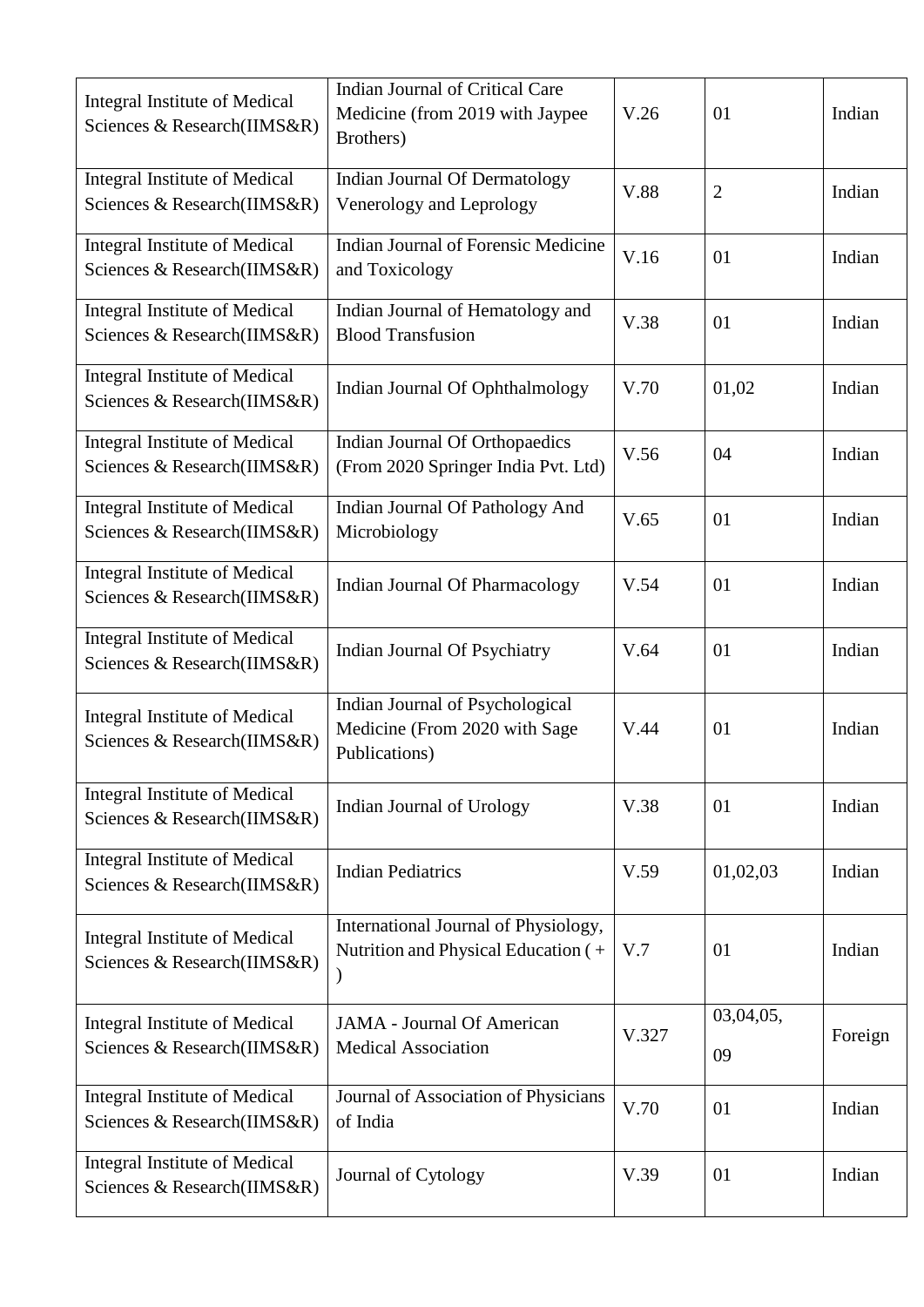| | | | | |
|---|---|---|---|---|
| Integral Institute of Medical Sciences & Research(IIMS&R) | Indian Journal of Critical Care Medicine (from 2019 with Jaypee Brothers) | V.26 | 01 | Indian |
| Integral Institute of Medical Sciences & Research(IIMS&R) | Indian Journal Of Dermatology Venerology and Leprology | V.88 | 2 | Indian |
| Integral Institute of Medical Sciences & Research(IIMS&R) | Indian Journal of Forensic Medicine and Toxicology | V.16 | 01 | Indian |
| Integral Institute of Medical Sciences & Research(IIMS&R) | Indian Journal of Hematology and Blood Transfusion | V.38 | 01 | Indian |
| Integral Institute of Medical Sciences & Research(IIMS&R) | Indian Journal Of Ophthalmology | V.70 | 01,02 | Indian |
| Integral Institute of Medical Sciences & Research(IIMS&R) | Indian Journal Of Orthopaedics (From 2020 Springer India Pvt. Ltd) | V.56 | 04 | Indian |
| Integral Institute of Medical Sciences & Research(IIMS&R) | Indian Journal Of Pathology And Microbiology | V.65 | 01 | Indian |
| Integral Institute of Medical Sciences & Research(IIMS&R) | Indian Journal Of Pharmacology | V.54 | 01 | Indian |
| Integral Institute of Medical Sciences & Research(IIMS&R) | Indian Journal Of Psychiatry | V.64 | 01 | Indian |
| Integral Institute of Medical Sciences & Research(IIMS&R) | Indian Journal of Psychological Medicine (From 2020 with Sage Publications) | V.44 | 01 | Indian |
| Integral Institute of Medical Sciences & Research(IIMS&R) | Indian Journal of Urology | V.38 | 01 | Indian |
| Integral Institute of Medical Sciences & Research(IIMS&R) | Indian Pediatrics | V.59 | 01,02,03 | Indian |
| Integral Institute of Medical Sciences & Research(IIMS&R) | International Journal of Physiology, Nutrition and Physical Education ( + ) | V.7 | 01 | Indian |
| Integral Institute of Medical Sciences & Research(IIMS&R) | JAMA - Journal Of American Medical Association | V.327 | 03,04,05, 09 | Foreign |
| Integral Institute of Medical Sciences & Research(IIMS&R) | Journal of Association of Physicians of India | V.70 | 01 | Indian |
| Integral Institute of Medical Sciences & Research(IIMS&R) | Journal of Cytology | V.39 | 01 | Indian |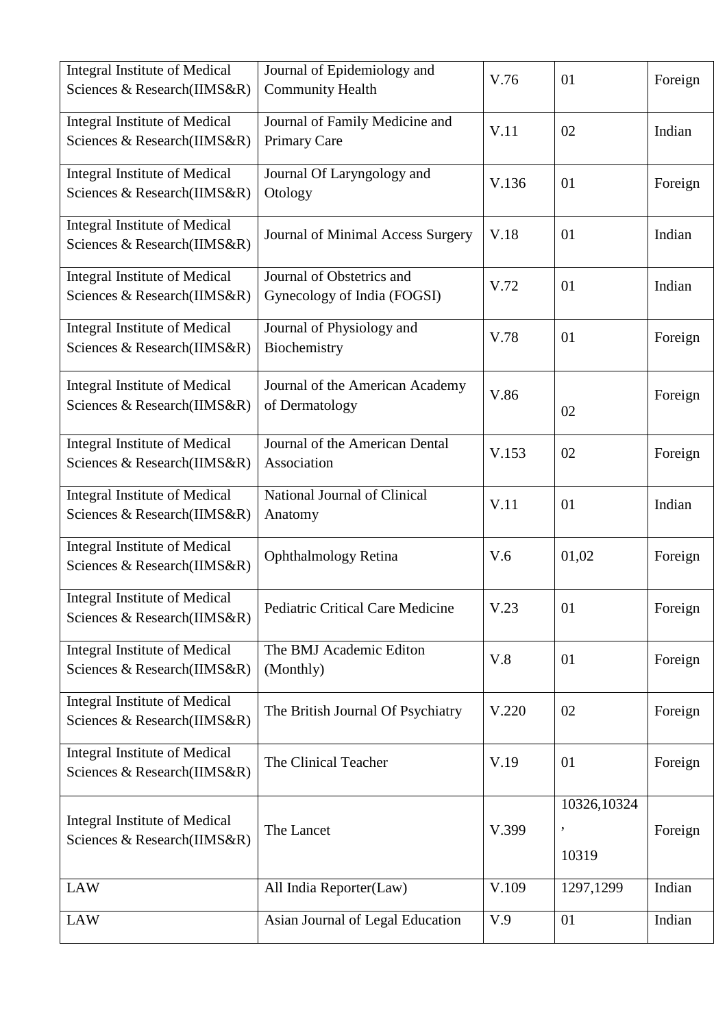| Integral Institute of Medical Sciences & Research(IIMS&R) | Journal of Epidemiology and Community Health | V.76 | 01 | Foreign |
|---|---|---|---|---|
| Integral Institute of Medical Sciences & Research(IIMS&R) | Journal of Family Medicine and Primary Care | V.11 | 02 | Indian |
| Integral Institute of Medical Sciences & Research(IIMS&R) | Journal Of Laryngology and Otology | V.136 | 01 | Foreign |
| Integral Institute of Medical Sciences & Research(IIMS&R) | Journal of Minimal Access Surgery | V.18 | 01 | Indian |
| Integral Institute of Medical Sciences & Research(IIMS&R) | Journal of Obstetrics and Gynecology of India (FOGSI) | V.72 | 01 | Indian |
| Integral Institute of Medical Sciences & Research(IIMS&R) | Journal of Physiology and Biochemistry | V.78 | 01 | Foreign |
| Integral Institute of Medical Sciences & Research(IIMS&R) | Journal of the American Academy of Dermatology | V.86 | 02 | Foreign |
| Integral Institute of Medical Sciences & Research(IIMS&R) | Journal of the American Dental Association | V.153 | 02 | Foreign |
| Integral Institute of Medical Sciences & Research(IIMS&R) | National Journal of Clinical Anatomy | V.11 | 01 | Indian |
| Integral Institute of Medical Sciences & Research(IIMS&R) | Ophthalmology Retina | V.6 | 01,02 | Foreign |
| Integral Institute of Medical Sciences & Research(IIMS&R) | Pediatric Critical Care Medicine | V.23 | 01 | Foreign |
| Integral Institute of Medical Sciences & Research(IIMS&R) | The BMJ Academic Editon (Monthly) | V.8 | 01 | Foreign |
| Integral Institute of Medical Sciences & Research(IIMS&R) | The British Journal Of Psychiatry | V.220 | 02 | Foreign |
| Integral Institute of Medical Sciences & Research(IIMS&R) | The Clinical Teacher | V.19 | 01 | Foreign |
| Integral Institute of Medical Sciences & Research(IIMS&R) | The Lancet | V.399 | 10326,10324, 10319 | Foreign |
| LAW | All India Reporter(Law) | V.109 | 1297,1299 | Indian |
| LAW | Asian Journal of Legal Education | V.9 | 01 | Indian |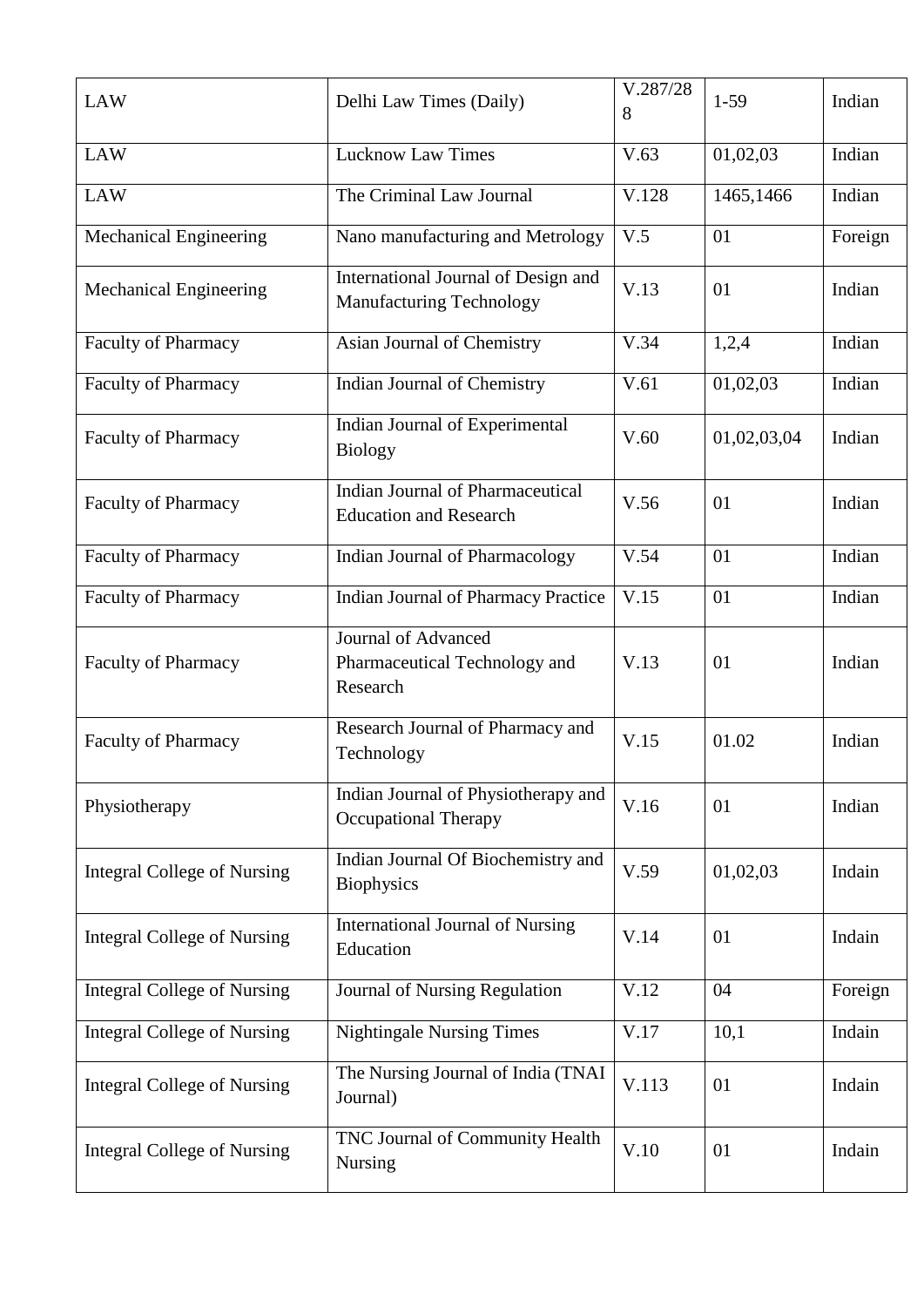| LAW | Delhi Law Times (Daily) | V.287/288 | 1-59 | Indian |
|---|---|---|---|---|
| LAW | Lucknow Law Times | V.63 | 01,02,03 | Indian |
| LAW | The Criminal Law Journal | V.128 | 1465,1466 | Indian |
| Mechanical Engineering | Nano manufacturing and Metrology | V.5 | 01 | Foreign |
| Mechanical Engineering | International Journal of Design and Manufacturing Technology | V.13 | 01 | Indian |
| Faculty of Pharmacy | Asian Journal of Chemistry | V.34 | 1,2,4 | Indian |
| Faculty of Pharmacy | Indian Journal of Chemistry | V.61 | 01,02,03 | Indian |
| Faculty of Pharmacy | Indian Journal of Experimental Biology | V.60 | 01,02,03,04 | Indian |
| Faculty of Pharmacy | Indian Journal of Pharmaceutical Education and Research | V.56 | 01 | Indian |
| Faculty of Pharmacy | Indian Journal of Pharmacology | V.54 | 01 | Indian |
| Faculty of Pharmacy | Indian Journal of Pharmacy Practice | V.15 | 01 | Indian |
| Faculty of Pharmacy | Journal of Advanced Pharmaceutical Technology and Research | V.13 | 01 | Indian |
| Faculty of Pharmacy | Research Journal of Pharmacy and Technology | V.15 | 01.02 | Indian |
| Physiotherapy | Indian Journal of Physiotherapy and Occupational Therapy | V.16 | 01 | Indian |
| Integral College of Nursing | Indian Journal Of Biochemistry and Biophysics | V.59 | 01,02,03 | Indain |
| Integral College of Nursing | International Journal of Nursing Education | V.14 | 01 | Indain |
| Integral College of Nursing | Journal of Nursing Regulation | V.12 | 04 | Foreign |
| Integral College of Nursing | Nightingale Nursing Times | V.17 | 10,1 | Indain |
| Integral College of Nursing | The Nursing Journal of India (TNAI Journal) | V.113 | 01 | Indain |
| Integral College of Nursing | TNC Journal of Community Health Nursing | V.10 | 01 | Indain |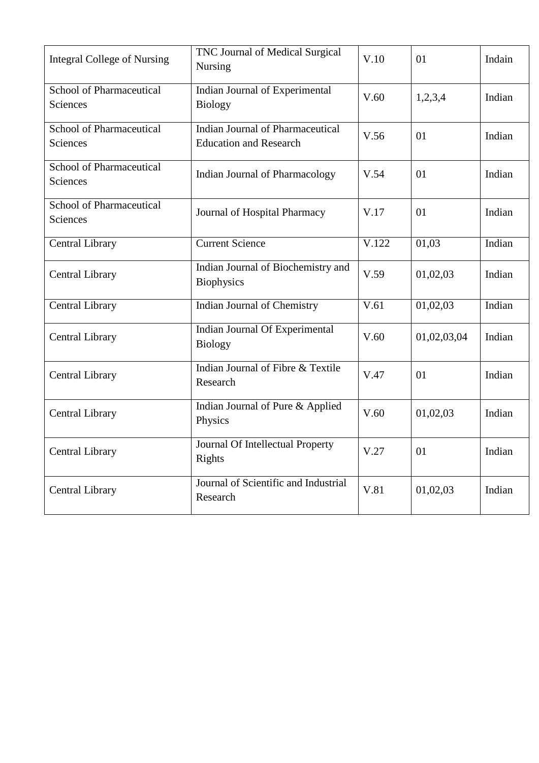| | | | | |
|---|---|---|---|---|
| Integral College of Nursing | TNC Journal of Medical Surgical Nursing | V.10 | 01 | Indain |
| School of Pharmaceutical Sciences | Indian Journal of Experimental Biology | V.60 | 1,2,3,4 | Indian |
| School of Pharmaceutical Sciences | Indian Journal of Pharmaceutical Education and Research | V.56 | 01 | Indian |
| School of Pharmaceutical Sciences | Indian Journal of Pharmacology | V.54 | 01 | Indian |
| School of Pharmaceutical Sciences | Journal of Hospital Pharmacy | V.17 | 01 | Indian |
| Central Library | Current Science | V.122 | 01,03 | Indian |
| Central Library | Indian Journal of Biochemistry and Biophysics | V.59 | 01,02,03 | Indian |
| Central Library | Indian Journal of Chemistry | V.61 | 01,02,03 | Indian |
| Central Library | Indian Journal Of Experimental Biology | V.60 | 01,02,03,04 | Indian |
| Central Library | Indian Journal of Fibre & Textile Research | V.47 | 01 | Indian |
| Central Library | Indian Journal of Pure & Applied Physics | V.60 | 01,02,03 | Indian |
| Central Library | Journal Of Intellectual Property Rights | V.27 | 01 | Indian |
| Central Library | Journal of Scientific and Industrial Research | V.81 | 01,02,03 | Indian |